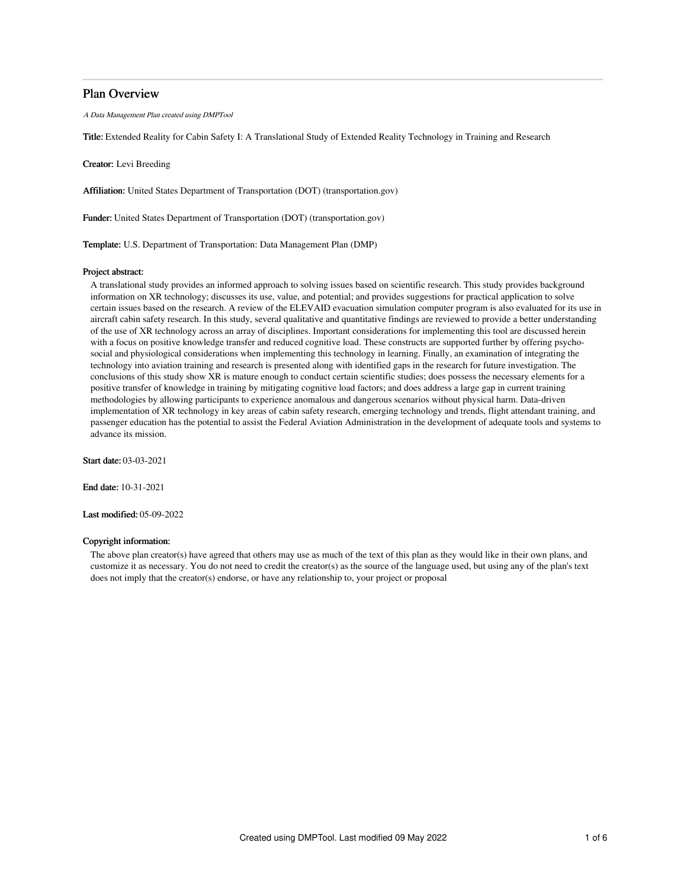# Plan Overview

*A Data Management Plan created using DMPTool*

**Title:** Extended Reality for Cabin Safety I: A Translational Study of Extended Reality Technology in Training and Research

**Creator:** Levi Breeding

**Affiliation:** United States Department of Transportation (DOT) (transportation.gov)

**Funder:** United States Department of Transportation (DOT) (transportation.gov)

**Template:** U.S. Department of Transportation: Data Management Plan (DMP)

**Project abstract:**

A translational study provides an informed approach to solving issues based on scientific research. This study provides background information on XR technology; discusses its use, value, and potential; and provides suggestions for practical application to solve certain issues based on the research. A review of the ELEVAID evacuation simulation computer program is also evaluated for its use in aircraft cabin safety research. In this study, several qualitative and quantitative findings are reviewed to provide a better understanding of the use of XR technology across an array of disciplines. Important considerations for implementing this tool are discussed herein with a focus on positive knowledge transfer and reduced cognitive load. These constructs are supported further by offering psycho-social and physiological considerations when implementing this technology in learning. Finally, an examination of integrating the technology into aviation training and research is presented along with identified gaps in the research for future investigation. The conclusions of this study show XR is mature enough to conduct certain scientific studies; does possess the necessary elements for a positive transfer of knowledge in training by mitigating cognitive load factors; and does address a large gap in current training methodologies by allowing participants to experience anomalous and dangerous scenarios without physical harm. Data-driven implementation of XR technology in key areas of cabin safety research, emerging technology and trends, flight attendant training, and passenger education has the potential to assist the Federal Aviation Administration in the development of adequate tools and systems to advance its mission.

**Start date:** 03-03-2021

**End date:** 10-31-2021

**Last modified:** 05-09-2022

**Copyright information:**

The above plan creator(s) have agreed that others may use as much of the text of this plan as they would like in their own plans, and customize it as necessary. You do not need to credit the creator(s) as the source of the language used, but using any of the plan's text does not imply that the creator(s) endorse, or have any relationship to, your project or proposal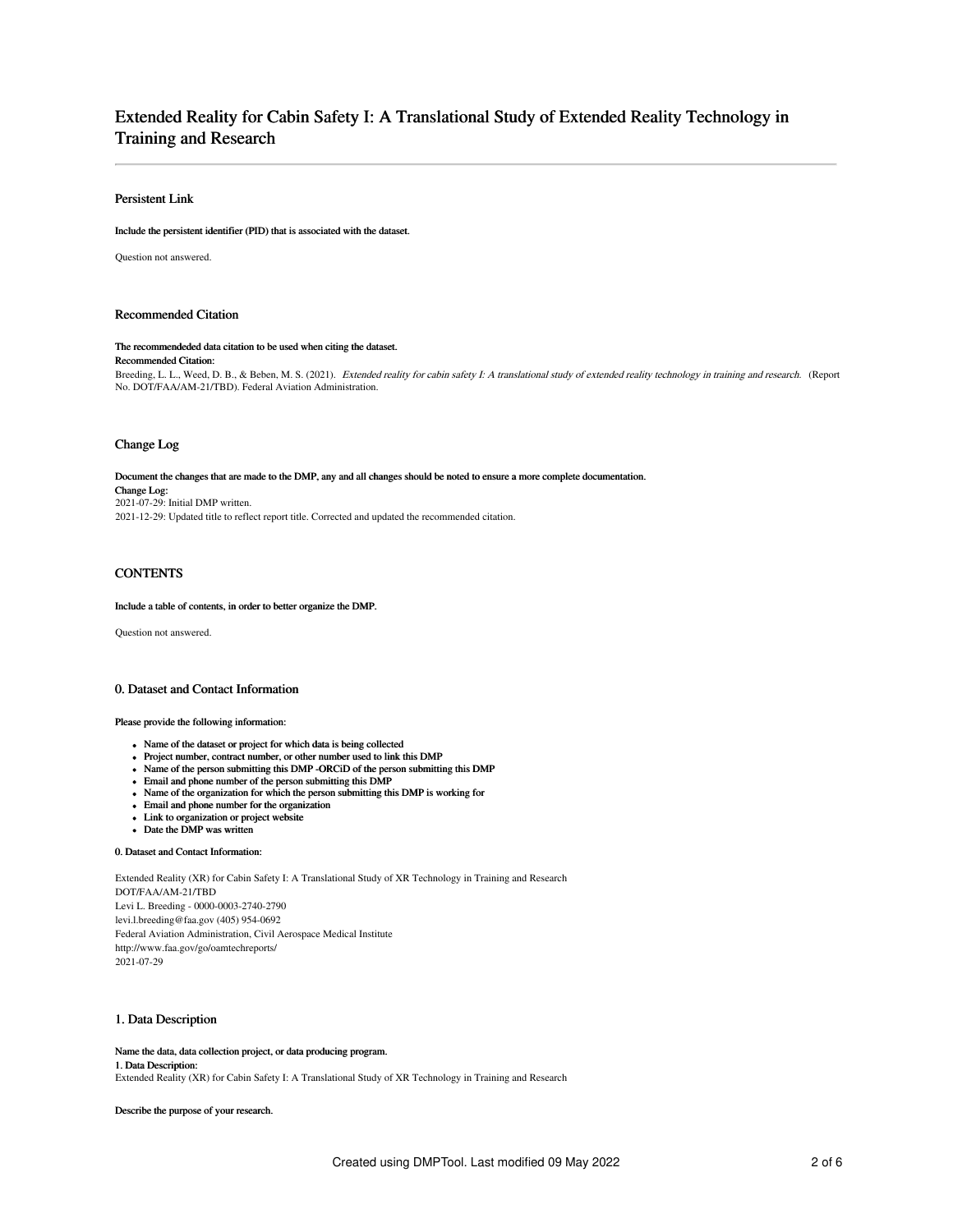# Extended Reality for Cabin Safety I: A Translational Study of Extended Reality Technology in Training and Research

## Persistent Link

**Include the persistent identifier (PID) that is associated with the dataset.**

Question not answered.

## Recommended Citation

**The recommendeded data citation to be used when citing the dataset.**
**Recommended Citation:**
Breeding, L. L., Weed, D. B., & Beben, M. S. (2021). *Extended reality for cabin safety I: A translational study of extended reality technology in training and research.* (Report No. DOT/FAA/AM-21/TBD). Federal Aviation Administration.

## Change Log

**Document the changes that are made to the DMP, any and all changes should be noted to ensure a more complete documentation.**
**Change Log:**
2021-07-29: Initial DMP written.
2021-12-29: Updated title to reflect report title. Corrected and updated the recommended citation.

## CONTENTS

**Include a table of contents, in order to better organize the DMP.**

Question not answered.

## 0. Dataset and Contact Information

**Please provide the following information:**

- **Name of the dataset or project for which data is being collected**
- **Project number, contract number, or other number used to link this DMP**
- **Name of the person submitting this DMP -ORCiD of the person submitting this DMP**
- **Email and phone number of the person submitting this DMP**
- **Name of the organization for which the person submitting this DMP is working for**
- **Email and phone number for the organization**
- **Link to organization or project website**
- **Date the DMP was written**

**0. Dataset and Contact Information:**

Extended Reality (XR) for Cabin Safety I: A Translational Study of XR Technology in Training and Research
DOT/FAA/AM-21/TBD
Levi L. Breeding - 0000-0003-2740-2790
levi.l.breeding@faa.gov (405) 954-0692
Federal Aviation Administration, Civil Aerospace Medical Institute
http://www.faa.gov/go/oamtechreports/
2021-07-29

## 1. Data Description

**Name the data, data collection project, or data producing program.**
**1. Data Description:**
Extended Reality (XR) for Cabin Safety I: A Translational Study of XR Technology in Training and Research

**Describe the purpose of your research.**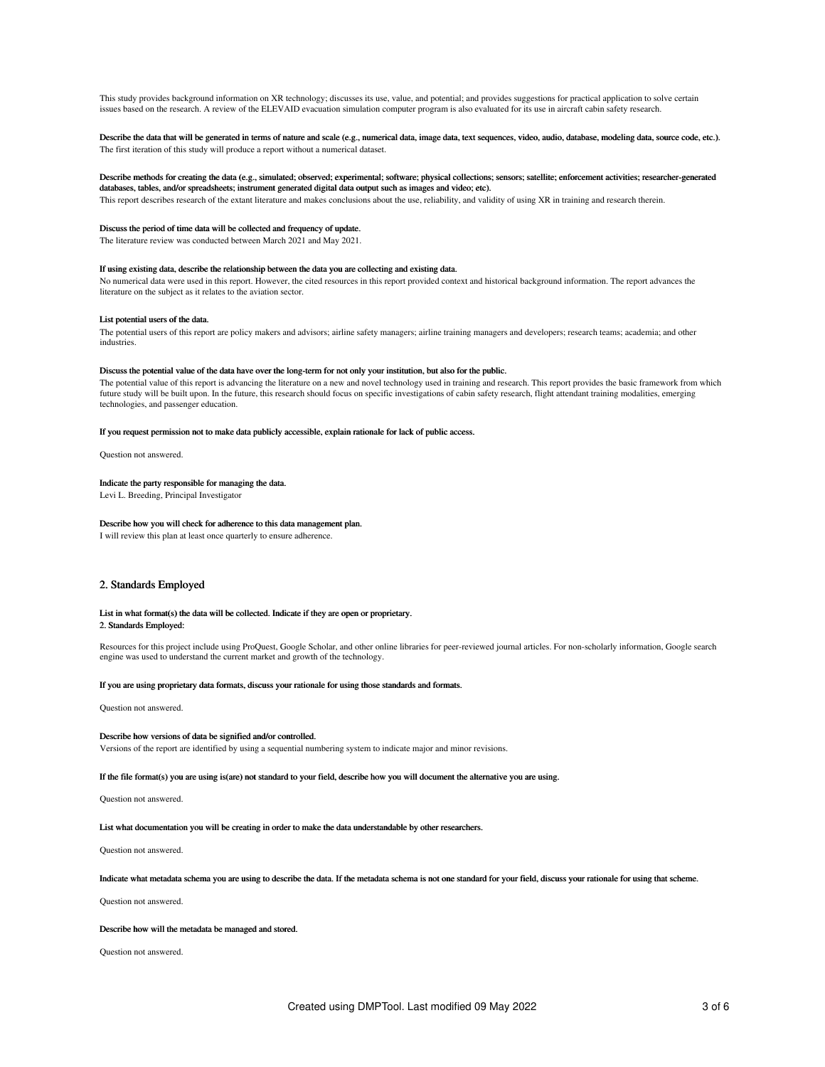This study provides background information on XR technology; discusses its use, value, and potential; and provides suggestions for practical application to solve certain issues based on the research. A review of the ELEVAID evacuation simulation computer program is also evaluated for its use in aircraft cabin safety research.

**Describe the data that will be generated in terms of nature and scale (e.g., numerical data, image data, text sequences, video, audio, database, modeling data, source code, etc.).**

The first iteration of this study will produce a report without a numerical dataset.

**Describe methods for creating the data (e.g., simulated; observed; experimental; software; physical collections; sensors; satellite; enforcement activities; researcher-generated databases, tables, and/or spreadsheets; instrument generated digital data output such as images and video; etc).**

This report describes research of the extant literature and makes conclusions about the use, reliability, and validity of using XR in training and research therein.

**Discuss the period of time data will be collected and frequency of update.**

The literature review was conducted between March 2021 and May 2021.

**If using existing data, describe the relationship between the data you are collecting and existing data.**

No numerical data were used in this report. However, the cited resources in this report provided context and historical background information. The report advances the literature on the subject as it relates to the aviation sector.

**List potential users of the data.**

The potential users of this report are policy makers and advisors; airline safety managers; airline training managers and developers; research teams; academia; and other industries.

**Discuss the potential value of the data have over the long-term for not only your institution, but also for the public.**

The potential value of this report is advancing the literature on a new and novel technology used in training and research. This report provides the basic framework from which future study will be built upon. In the future, this research should focus on specific investigations of cabin safety research, flight attendant training modalities, emerging technologies, and passenger education.

**If you request permission not to make data publicly accessible, explain rationale for lack of public access.**

Question not answered.

**Indicate the party responsible for managing the data.**

Levi L. Breeding, Principal Investigator

**Describe how you will check for adherence to this data management plan.**

I will review this plan at least once quarterly to ensure adherence.

## 2. Standards Employed

**List in what format(s) the data will be collected. Indicate if they are open or proprietary.**

**2. Standards Employed:**

Resources for this project include using ProQuest, Google Scholar, and other online libraries for peer-reviewed journal articles. For non-scholarly information, Google search engine was used to understand the current market and growth of the technology.

**If you are using proprietary data formats, discuss your rationale for using those standards and formats.**

Question not answered.

**Describe how versions of data be signified and/or controlled.**

Versions of the report are identified by using a sequential numbering system to indicate major and minor revisions.

**If the file format(s) you are using is(are) not standard to your field, describe how you will document the alternative you are using.**

Question not answered.

**List what documentation you will be creating in order to make the data understandable by other researchers.**

Question not answered.

**Indicate what metadata schema you are using to describe the data. If the metadata schema is not one standard for your field, discuss your rationale for using that scheme.**

Question not answered.

**Describe how will the metadata be managed and stored.**

Question not answered.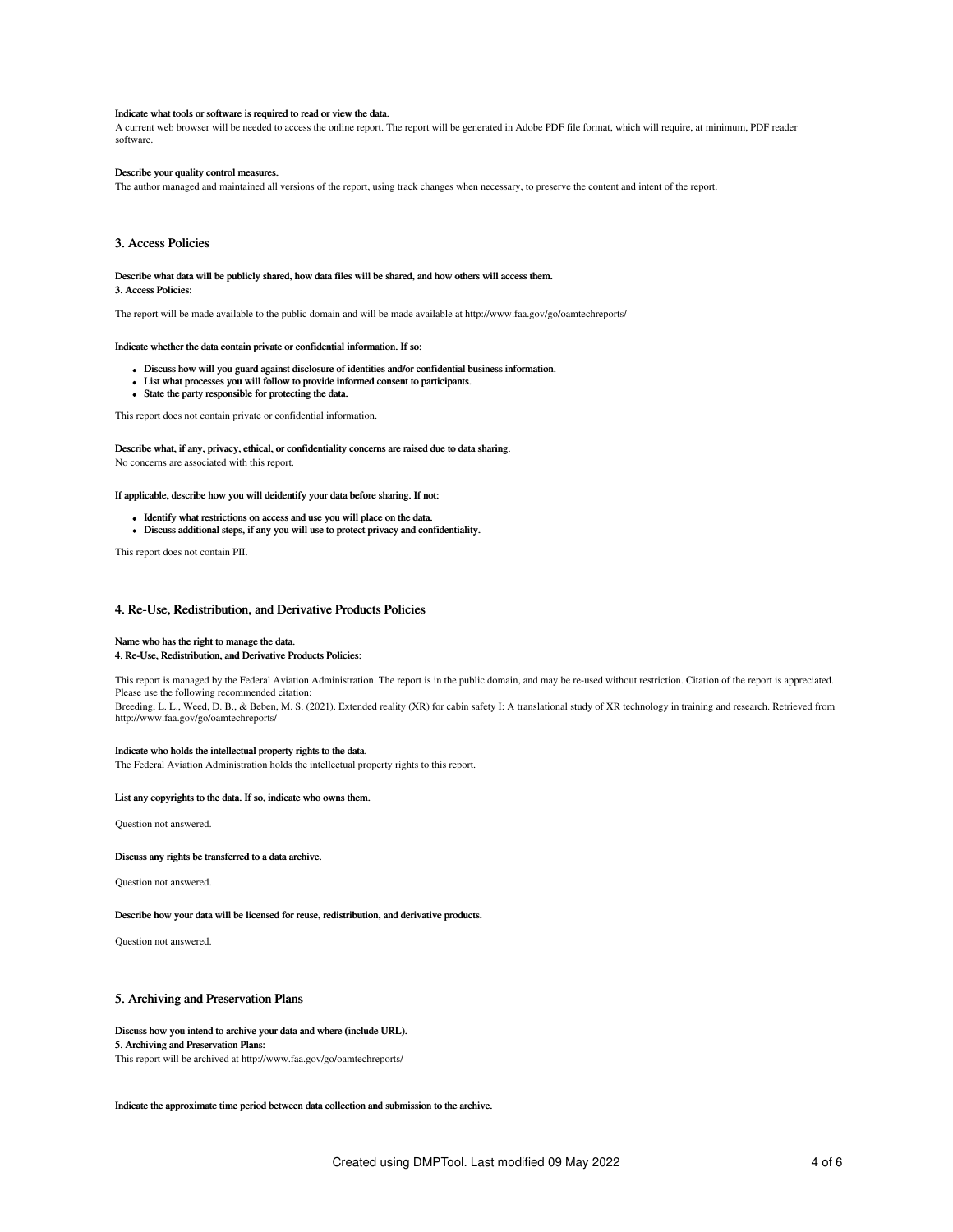**Indicate what tools or software is required to read or view the data.**

A current web browser will be needed to access the online report. The report will be generated in Adobe PDF file format, which will require, at minimum, PDF reader software.

**Describe your quality control measures.**

The author managed and maintained all versions of the report, using track changes when necessary, to preserve the content and intent of the report.

## 3. Access Policies

**Describe what data will be publicly shared, how data files will be shared, and how others will access them.**
**3. Access Policies:**

The report will be made available to the public domain and will be made available at http://www.faa.gov/go/oamtechreports/

**Indicate whether the data contain private or confidential information. If so:**

- **Discuss how will you guard against disclosure of identities and/or confidential business information.**
- **List what processes you will follow to provide informed consent to participants.**
- **State the party responsible for protecting the data.**

This report does not contain private or confidential information.

**Describe what, if any, privacy, ethical, or confidentiality concerns are raised due to data sharing.**

No concerns are associated with this report.

**If applicable, describe how you will deidentify your data before sharing. If not:**

- **Identify what restrictions on access and use you will place on the data.**
- **Discuss additional steps, if any you will use to protect privacy and confidentiality.**

This report does not contain PII.

## 4. Re-Use, Redistribution, and Derivative Products Policies

**Name who has the right to manage the data.**
**4. Re-Use, Redistribution, and Derivative Products Policies:**

This report is managed by the Federal Aviation Administration. The report is in the public domain, and may be re-used without restriction. Citation of the report is appreciated. Please use the following recommended citation:

Breeding, L. L., Weed, D. B., & Beben, M. S. (2021). Extended reality (XR) for cabin safety I: A translational study of XR technology in training and research. Retrieved from http://www.faa.gov/go/oamtechreports/

**Indicate who holds the intellectual property rights to the data.**

The Federal Aviation Administration holds the intellectual property rights to this report.

**List any copyrights to the data. If so, indicate who owns them.**

Question not answered.

**Discuss any rights be transferred to a data archive.**

Question not answered.

**Describe how your data will be licensed for reuse, redistribution, and derivative products.**

Question not answered.

## 5. Archiving and Preservation Plans

**Discuss how you intend to archive your data and where (include URL).**
**5. Archiving and Preservation Plans:**

This report will be archived at http://www.faa.gov/go/oamtechreports/

**Indicate the approximate time period between data collection and submission to the archive.**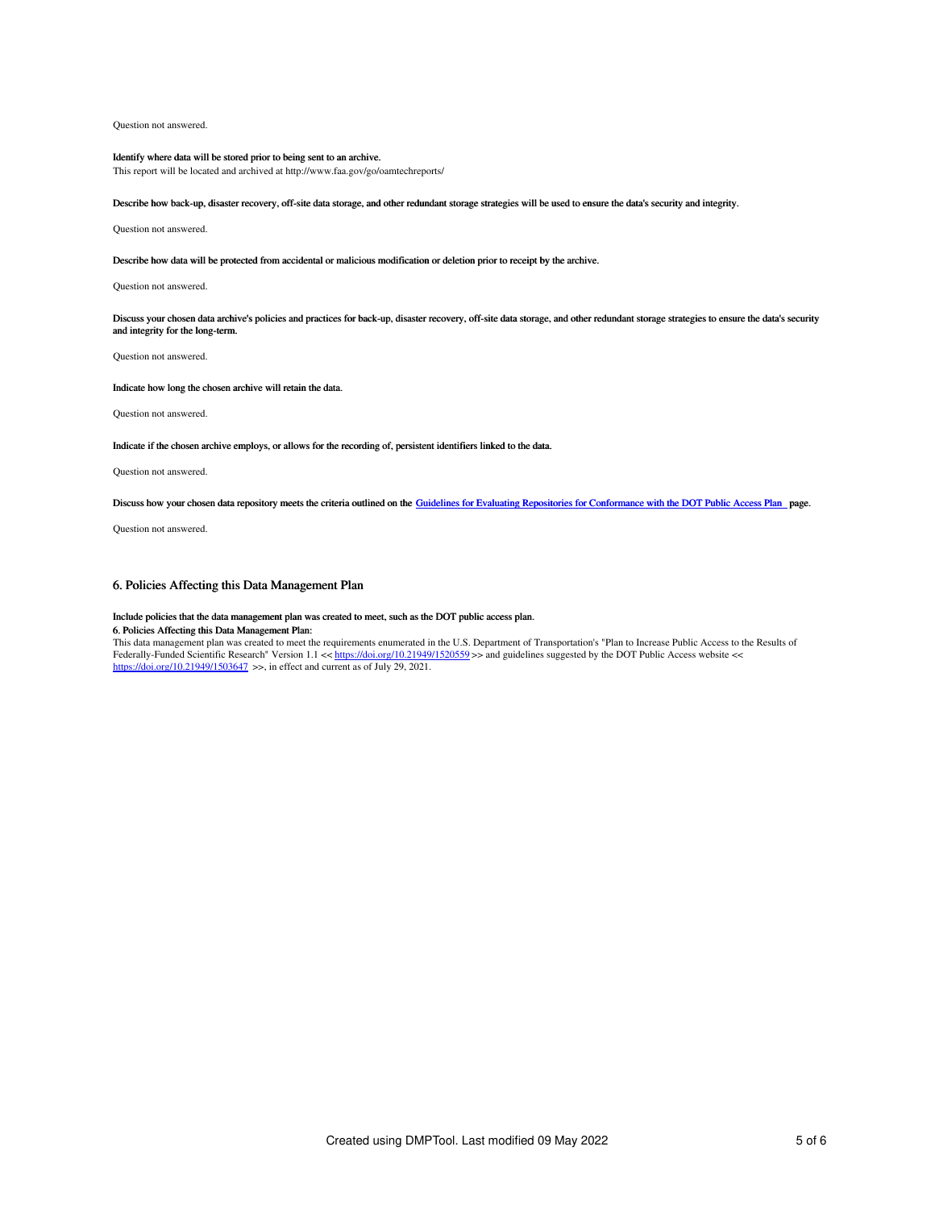Question not answered.

**Identify where data will be stored prior to being sent to an archive.**

This report will be located and archived at http://www.faa.gov/go/oamtechreports/

**Describe how back-up, disaster recovery, off-site data storage, and other redundant storage strategies will be used to ensure the data's security and integrity.**

Question not answered.

**Describe how data will be protected from accidental or malicious modification or deletion prior to receipt by the archive.**

Question not answered.

**Discuss your chosen data archive's policies and practices for back-up, disaster recovery, off-site data storage, and other redundant storage strategies to ensure the data's security and integrity for the long-term.**

Question not answered.

**Indicate how long the chosen archive will retain the data.**

Question not answered.

**Indicate if the chosen archive employs, or allows for the recording of, persistent identifiers linked to the data.**

Question not answered.

**Discuss how your chosen data repository meets the criteria outlined on the [Guidelines for Evaluating Repositories for Conformance with the DOT Public Access Plan](#) page.**

Question not answered.

## 6. Policies Affecting this Data Management Plan

**Include policies that the data management plan was created to meet, such as the DOT public access plan.**

**6. Policies Affecting this Data Management Plan:**

This data management plan was created to meet the requirements enumerated in the U.S. Department of Transportation's "Plan to Increase Public Access to the Results of Federally-Funded Scientific Research" Version 1.1 << https://doi.org/10.21949/1520559 >> and guidelines suggested by the DOT Public Access website << https://doi.org/10.21949/1503647 >>, in effect and current as of July 29, 2021.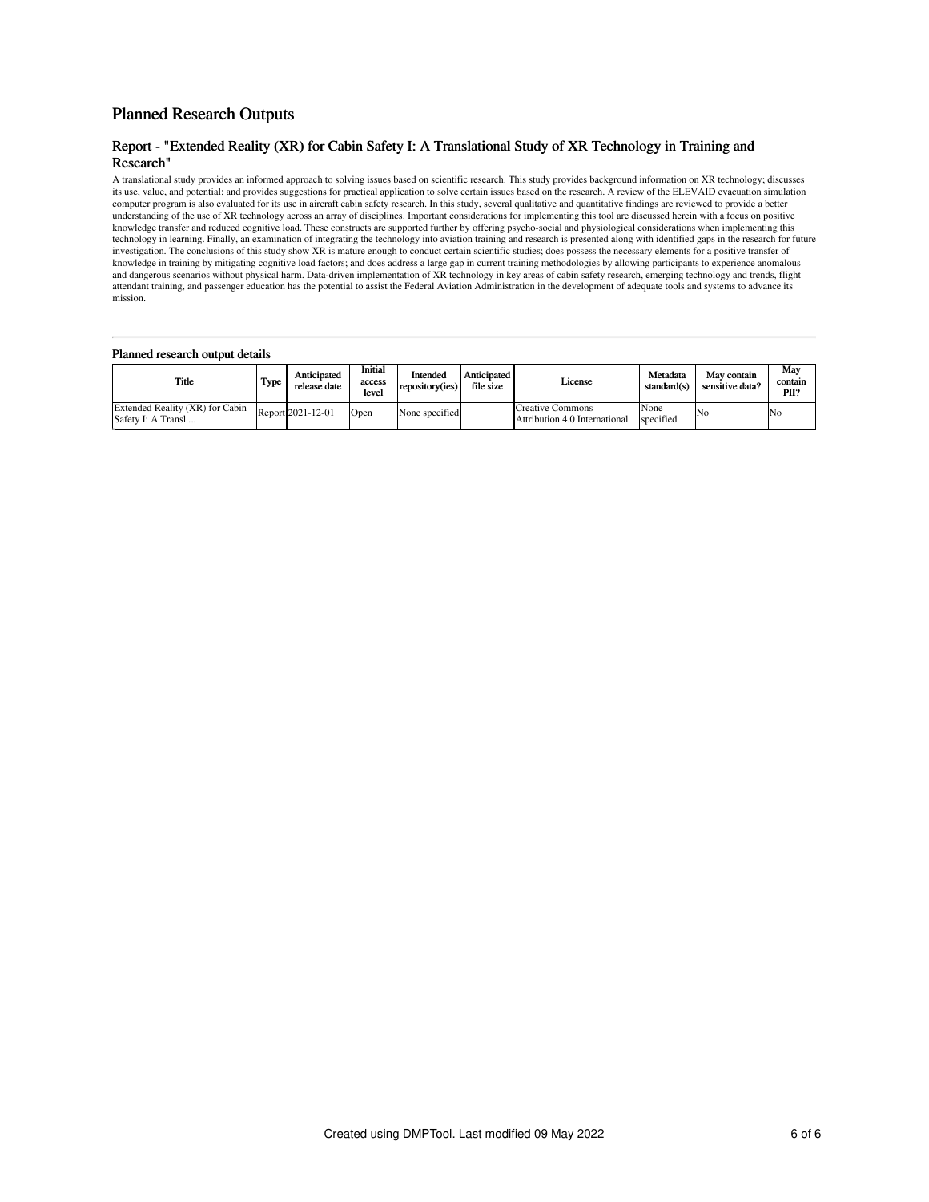## Planned Research Outputs

### Report - "Extended Reality (XR) for Cabin Safety I: A Translational Study of XR Technology in Training and Research"

A translational study provides an informed approach to solving issues based on scientific research. This study provides background information on XR technology; discusses its use, value, and potential; and provides suggestions for practical application to solve certain issues based on the research. A review of the ELEVAID evacuation simulation computer program is also evaluated for its use in aircraft cabin safety research. In this study, several qualitative and quantitative findings are reviewed to provide a better understanding of the use of XR technology across an array of disciplines. Important considerations for implementing this tool are discussed herein with a focus on positive knowledge transfer and reduced cognitive load. These constructs are supported further by offering psycho-social and physiological considerations when implementing this technology in learning. Finally, an examination of integrating the technology into aviation training and research is presented along with identified gaps in the research for future investigation. The conclusions of this study show XR is mature enough to conduct certain scientific studies; does possess the necessary elements for a positive transfer of knowledge in training by mitigating cognitive load factors; and does address a large gap in current training methodologies by allowing participants to experience anomalous and dangerous scenarios without physical harm. Data-driven implementation of XR technology in key areas of cabin safety research, emerging technology and trends, flight attendant training, and passenger education has the potential to assist the Federal Aviation Administration in the development of adequate tools and systems to advance its mission.

#### Planned research output details

| Title | Type | Anticipated release date | Initial access level | Intended repository(ies) | Anticipated file size | License | Metadata standard(s) | May contain sensitive data? | May contain PII? |
|---|---|---|---|---|---|---|---|---|---|
| Extended Reality (XR) for Cabin Safety I: A Transl ... | Report | 2021-12-01 | Open | None specified | | Creative Commons Attribution 4.0 International | None specified | No | No |